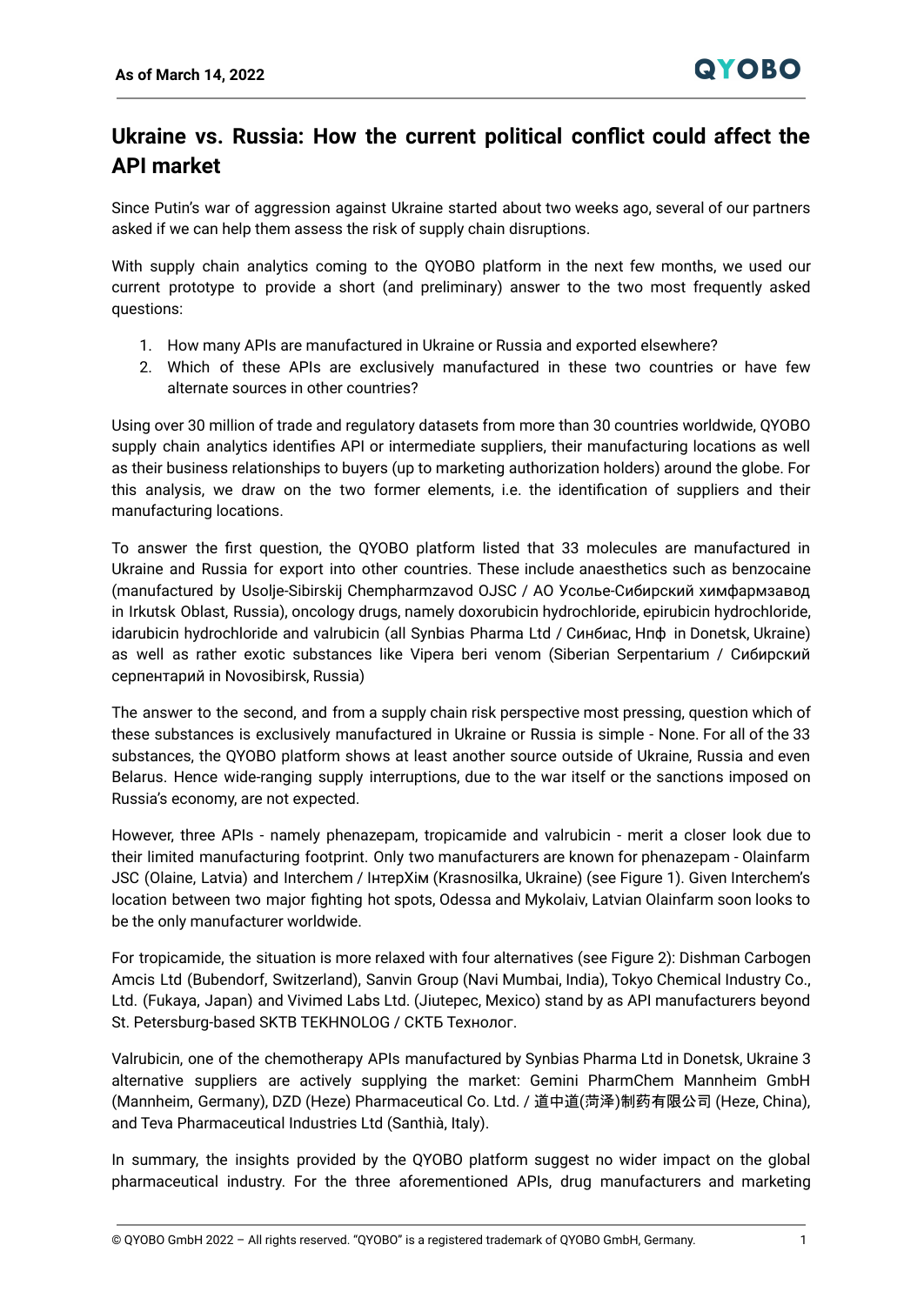As of March 14, 2022

# Ukraine vs. Russia: How the current political conflict could affect the API market

Since Putin's war of aggression against Ukraine started about two weeks ago, several of our partners asked if we can help them assess the risk of supply chain disruptions.

With supply chain analytics coming to the QYOBO platform in the next few months, we used our current prototype to provide a short (and preliminary) answer to the two most frequently asked questions:

1. How many APIs are manufactured in Ukraine or Russia and exported elsewhere?
2. Which of these APIs are exclusively manufactured in these two countries or have few alternate sources in other countries?

Using over 30 million of trade and regulatory datasets from more than 30 countries worldwide, QYOBO supply chain analytics identifies API or intermediate suppliers, their manufacturing locations as well as their business relationships to buyers (up to marketing authorization holders) around the globe. For this analysis, we draw on the two former elements, i.e. the identification of suppliers and their manufacturing locations.

To answer the first question, the QYOBO platform listed that 33 molecules are manufactured in Ukraine and Russia for export into other countries. These include anaesthetics such as benzocaine (manufactured by Usolje-Sibirskij Chempharmzavod OJSC / АО Усолье-Сибирский химфармзавод in Irkutsk Oblast, Russia), oncology drugs, namely doxorubicin hydrochloride, epirubicin hydrochloride, idarubicin hydrochloride and valrubicin (all Synbias Pharma Ltd / Синбиас, Нпф in Donetsk, Ukraine) as well as rather exotic substances like Vipera beri venom (Siberian Serpentarium / Сибирский серпентарий in Novosibirsk, Russia)

The answer to the second, and from a supply chain risk perspective most pressing, question which of these substances is exclusively manufactured in Ukraine or Russia is simple - None. For all of the 33 substances, the QYOBO platform shows at least another source outside of Ukraine, Russia and even Belarus. Hence wide-ranging supply interruptions, due to the war itself or the sanctions imposed on Russia's economy, are not expected.

However, three APIs - namely phenazepam, tropicamide and valrubicin - merit a closer look due to their limited manufacturing footprint. Only two manufacturers are known for phenazepam - Olainfarm JSC (Olaine, Latvia) and Interchem / ІнтерХім (Krasnosilka, Ukraine) (see Figure 1). Given Interchem's location between two major fighting hot spots, Odessa and Mykolaiv, Latvian Olainfarm soon looks to be the only manufacturer worldwide.

For tropicamide, the situation is more relaxed with four alternatives (see Figure 2): Dishman Carbogen Amcis Ltd (Bubendorf, Switzerland), Sanvin Group (Navi Mumbai, India), Tokyo Chemical Industry Co., Ltd. (Fukaya, Japan) and Vivimed Labs Ltd. (Jiutepec, Mexico) stand by as API manufacturers beyond St. Petersburg-based SKTB TEKHNOLOG / СКТБ Технолог.

Valrubicin, one of the chemotherapy APIs manufactured by Synbias Pharma Ltd in Donetsk, Ukraine 3 alternative suppliers are actively supplying the market: Gemini PharmChem Mannheim GmbH (Mannheim, Germany), DZD (Heze) Pharmaceutical Co. Ltd. / 道中道(菏泽)制药有限公司 (Heze, China), and Teva Pharmaceutical Industries Ltd (Santhià, Italy).

In summary, the insights provided by the QYOBO platform suggest no wider impact on the global pharmaceutical industry. For the three aforementioned APIs, drug manufacturers and marketing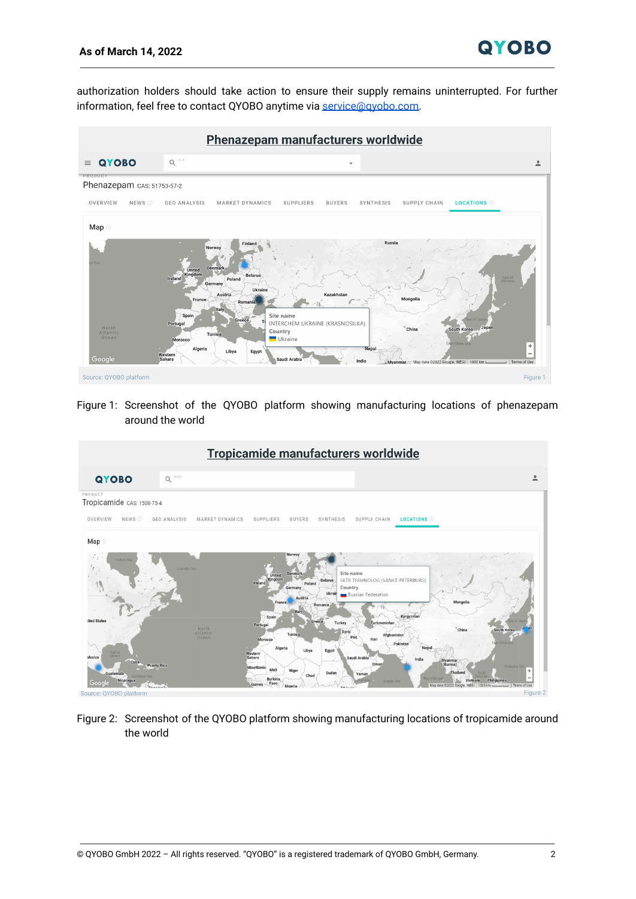authorization holders should take action to ensure their supply remains uninterrupted. For further information, feel free to contact QYOBO anytime via service@qyobo.com.

Figure 1: Screenshot of the QYOBO platform showing manufacturing locations of phenazepam around the world

Figure 2: Screenshot of the QYOBO platform showing manufacturing locations of tropicamide around the world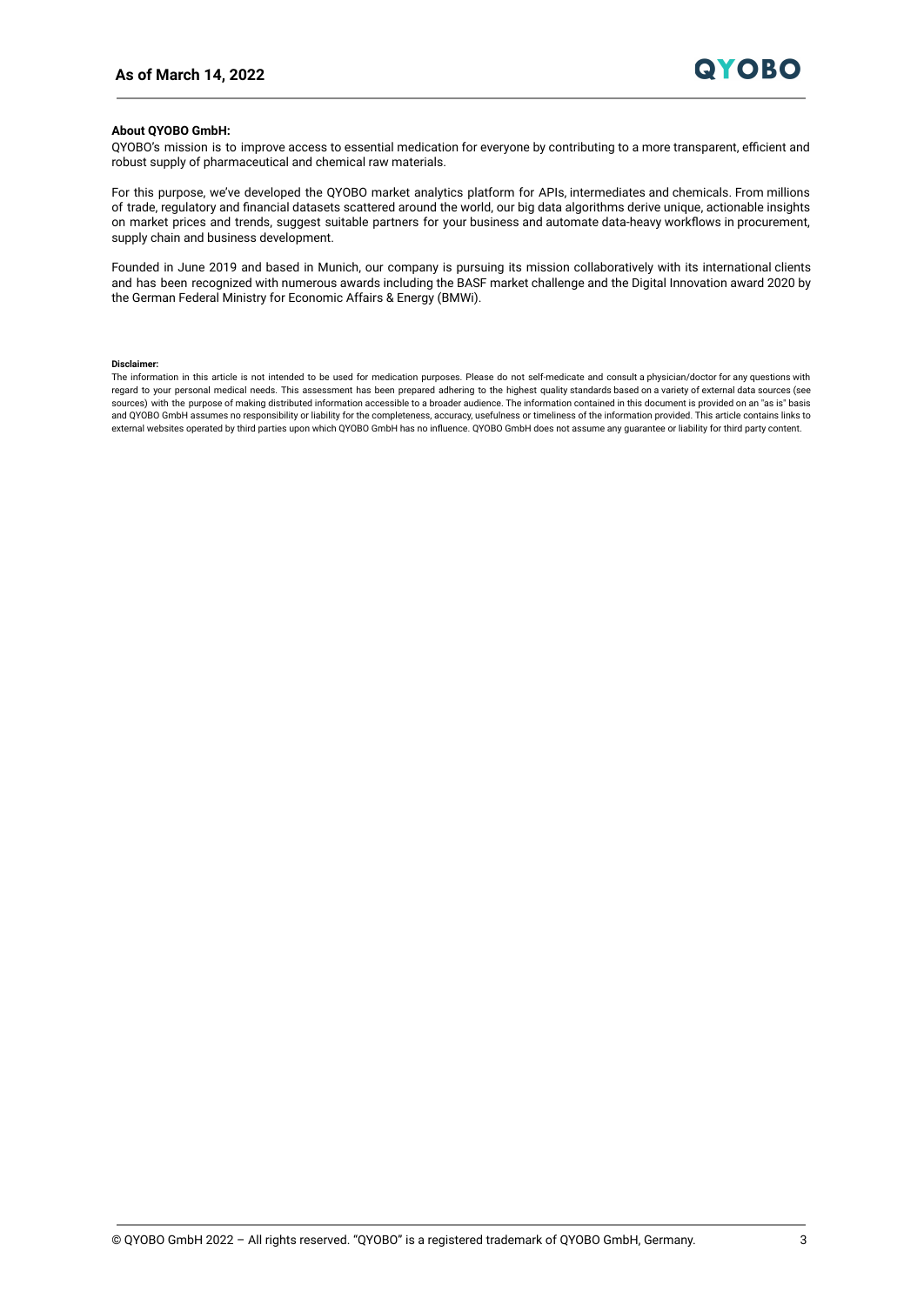**About QYOBO GmbH:**

QYOBO's mission is to improve access to essential medication for everyone by contributing to a more transparent, efficient and robust supply of pharmaceutical and chemical raw materials.

For this purpose, we've developed the QYOBO market analytics platform for APIs, intermediates and chemicals. From millions of trade, regulatory and financial datasets scattered around the world, our big data algorithms derive unique, actionable insights on market prices and trends, suggest suitable partners for your business and automate data-heavy workflows in procurement, supply chain and business development.

Founded in June 2019 and based in Munich, our company is pursuing its mission collaboratively with its international clients and has been recognized with numerous awards including the BASF market challenge and the Digital Innovation award 2020 by the German Federal Ministry for Economic Affairs & Energy (BMWi).

**Disclaimer:**

The information in this article is not intended to be used for medication purposes. Please do not self-medicate and consult a physician/doctor for any questions with regard to your personal medical needs. This assessment has been prepared adhering to the highest quality standards based on a variety of external data sources (see sources) with the purpose of making distributed information accessible to a broader audience. The information contained in this document is provided on an "as is" basis and QYOBO GmbH assumes no responsibility or liability for the completeness, accuracy, usefulness or timeliness of the information provided. This article contains links to external websites operated by third parties upon which QYOBO GmbH has no influence. QYOBO GmbH does not assume any guarantee or liability for third party content.